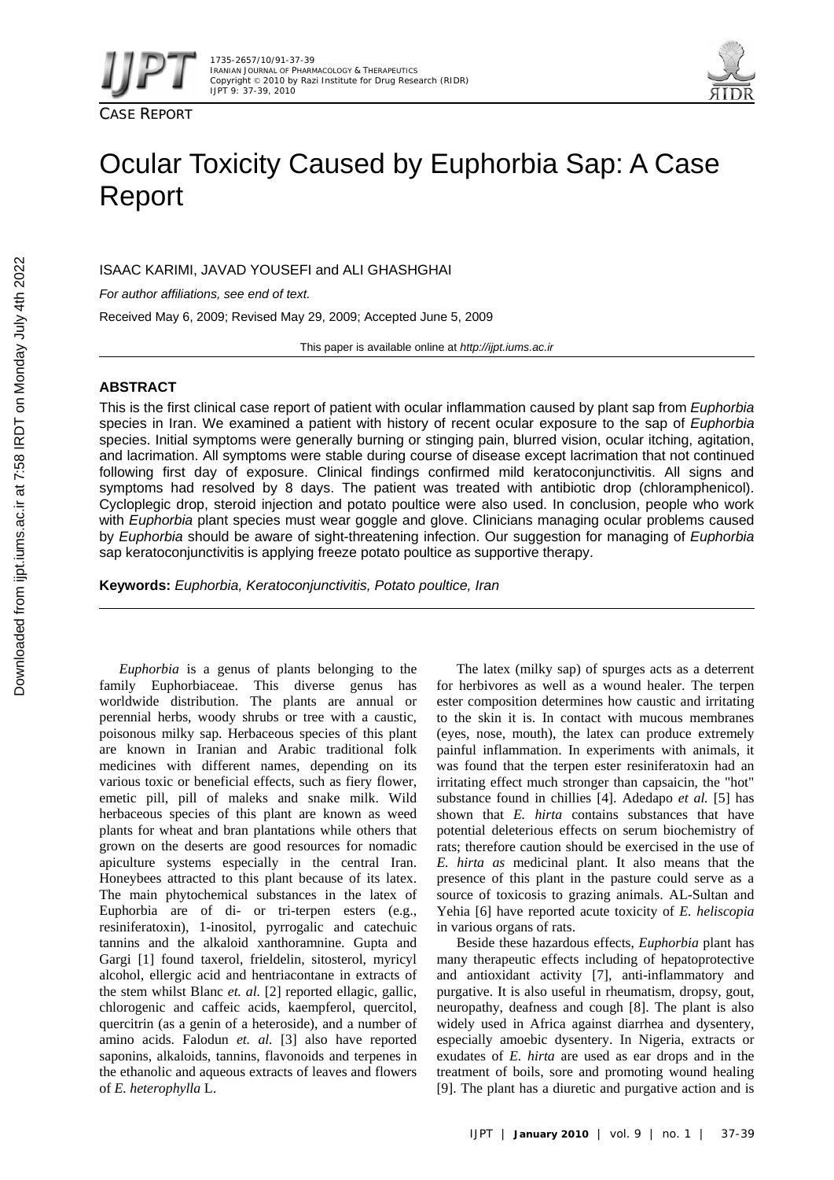CASE REPORT

# Ocular Toxicity Caused by Euphorbia Sap: A Case Report

ISAAC KARIMI, JAVAD YOUSEFI and ALI GHASHGHAI

*For author affiliations, see end of text.*

Received May 6, 2009; Revised May 29, 2009; Accepted June 5, 2009

This paper is available online at *http://ijpt.iums.ac.ir*

## ABSTRACT

This is the first clinical case report of patient with ocular inflammation caused by plant sap from *Euphorbia* species in Iran. We examined a patient with history of recent ocular exposure to the sap of *Euphorbia* species. Initial symptoms were generally burning or stinging pain, blurred vision, ocular itching, agitation, and lacrimation. All symptoms were stable during course of disease except lacrimation that not continued following first day of exposure. Clinical findings confirmed mild keratoconjunctivitis. All signs and symptoms had resolved by 8 days. The patient was treated with antibiotic drop (chloramphenicol). Cycloplegic drop, steroid injection and potato poultice were also used. In conclusion, people who work with *Euphorbia* plant species must wear goggle and glove. Clinicians managing ocular problems caused by *Euphorbia* should be aware of sight-threatening infection. Our suggestion for managing of *Euphorbia* sap keratoconjunctivitis is applying freeze potato poultice as supportive therapy.

**Keywords:** *Euphorbia, Keratoconjunctivitis, Potato poultice, Iran*

---

*Euphorbia* is a genus of plants belonging to the family Euphorbiaceae. This diverse genus has worldwide distribution. The plants are annual or perennial herbs, woody shrubs or tree with a caustic, poisonous milky sap. Herbaceous species of this plant are known in Iranian and Arabic traditional folk medicines with different names, depending on its various toxic or beneficial effects, such as fiery flower, emetic pill, pill of maleks and snake milk. Wild herbaceous species of this plant are known as weed plants for wheat and bran plantations while others that grown on the deserts are good resources for nomadic apiculture systems especially in the central Iran. Honeybees attracted to this plant because of its latex. The main phytochemical substances in the latex of Euphorbia are of di- or tri-terpen esters (e.g., resiniferatoxin), 1-inositol, pyrrogalic and catechuic tannins and the alkaloid xanthoramnine. Gupta and Gargi [1] found taxerol, frieldelin, sitosterol, myricyl alcohol, ellergic acid and hentriacontane in extracts of the stem whilst Blanc *et. al.* [2] reported ellagic, gallic, chlorogenic and caffeic acids, kaempferol, quercitol, quercitrin (as a genin of a heteroside), and a number of amino acids. Falodun *et. al.* [3] also have reported saponins, alkaloids, tannins, flavonoids and terpenes in the ethanolic and aqueous extracts of leaves and flowers of *E. heterophylla* L.

The latex (milky sap) of spurges acts as a deterrent for herbivores as well as a wound healer. The terpen ester composition determines how caustic and irritating to the skin it is. In contact with mucous membranes (eyes, nose, mouth), the latex can produce extremely painful inflammation. In experiments with animals, it was found that the terpen ester resiniferatoxin had an irritating effect much stronger than capsaicin, the "hot" substance found in chillies [4]. Adedapo *et al.* [5] has shown that *E. hirta* contains substances that have potential deleterious effects on serum biochemistry of rats; therefore caution should be exercised in the use of *E. hirta as* medicinal plant. It also means that the presence of this plant in the pasture could serve as a source of toxicosis to grazing animals. AL-Sultan and Yehia [6] have reported acute toxicity of *E. heliscopia* in various organs of rats.

Beside these hazardous effects, *Euphorbia* plant has many therapeutic effects including of hepatoprotective and antioxidant activity [7], anti-inflammatory and purgative. It is also useful in rheumatism, dropsy, gout, neuropathy, deafness and cough [8]. The plant is also widely used in Africa against diarrhea and dysentery, especially amoebic dysentery. In Nigeria, extracts or exudates of *E. hirta* are used as ear drops and in the treatment of boils, sore and promoting wound healing [9]. The plant has a diuretic and purgative action and is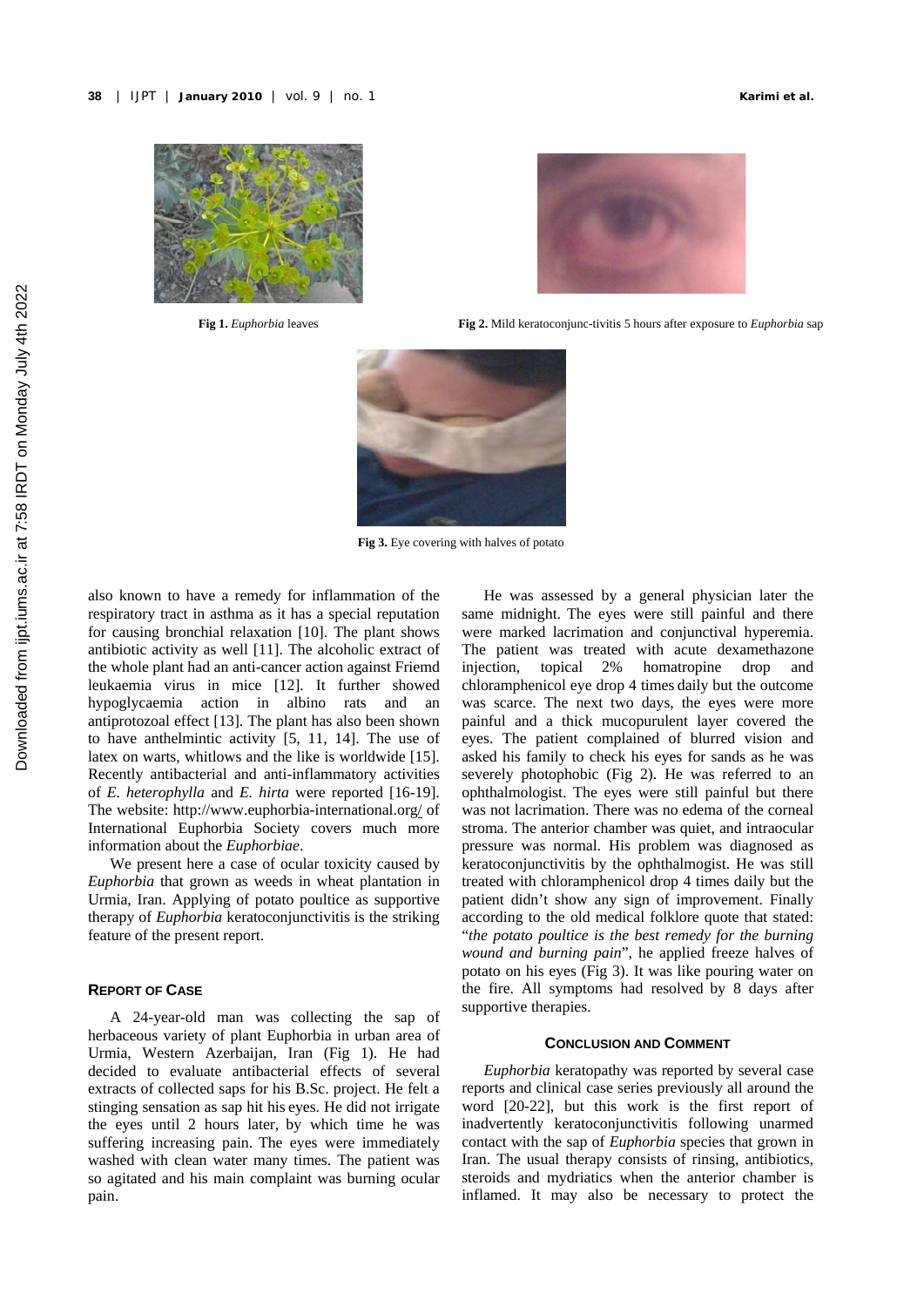Fig 1. *Euphorbia* leaves

Fig 2. Mild keratoconjunc-tivitis 5 hours after exposure to *Euphorbia* sap

Fig 3. Eye covering with halves of potato

also known to have a remedy for inflammation of the respiratory tract in asthma as it has a special reputation for causing bronchial relaxation [10]. The plant shows antibiotic activity as well [11]. The alcoholic extract of the whole plant had an anti-cancer action against Friemd leukaemia virus in mice [12]. It further showed hypoglycaemia action in albino rats and an antiprotozoal effect [13]. The plant has also been shown to have anthelmintic activity [5, 11, 14]. The use of latex on warts, whitlows and the like is worldwide [15]. Recently antibacterial and anti-inflammatory activities of *E. heterophylla* and *E. hirta* were reported [16-19]. The website: http://www.euphorbia-international.org/ of International Euphorbia Society covers much more information about the *Euphorbiae*.

We present here a case of ocular toxicity caused by *Euphorbia* that grown as weeds in wheat plantation in Urmia, Iran. Applying of potato poultice as supportive therapy of *Euphorbia* keratoconjunctivitis is the striking feature of the present report.

## REPORT OF CASE

A 24-year-old man was collecting the sap of herbaceous variety of plant Euphorbia in urban area of Urmia, Western Azerbaijan, Iran (Fig 1). He had decided to evaluate antibacterial effects of several extracts of collected saps for his B.Sc. project. He felt a stinging sensation as sap hit his eyes. He did not irrigate the eyes until 2 hours later, by which time he was suffering increasing pain. The eyes were immediately washed with clean water many times. The patient was so agitated and his main complaint was burning ocular pain.

He was assessed by a general physician later the same midnight. The eyes were still painful and there were marked lacrimation and conjunctival hyperemia. The patient was treated with acute dexamethazone injection, topical 2% homatropine drop and chloramphenicol eye drop 4 times daily but the outcome was scarce. The next two days, the eyes were more painful and a thick mucopurulent layer covered the eyes. The patient complained of blurred vision and asked his family to check his eyes for sands as he was severely photophobic (Fig 2). He was referred to an ophthalmologist. The eyes were still painful but there was not lacrimation. There was no edema of the corneal stroma. The anterior chamber was quiet, and intraocular pressure was normal. His problem was diagnosed as keratoconjunctivitis by the ophthalmogist. He was still treated with chloramphenicol drop 4 times daily but the patient didn't show any sign of improvement. Finally according to the old medical folklore quote that stated: "*the potato poultice is the best remedy for the burning wound and burning pain*", he applied freeze halves of potato on his eyes (Fig 3). It was like pouring water on the fire. All symptoms had resolved by 8 days after supportive therapies.

## CONCLUSION AND COMMENT

*Euphorbia* keratopathy was reported by several case reports and clinical case series previously all around the word [20-22], but this work is the first report of inadvertently keratoconjunctivitis following unarmed contact with the sap of *Euphorbia* species that grown in Iran. The usual therapy consists of rinsing, antibiotics, steroids and mydriatics when the anterior chamber is inflamed. It may also be necessary to protect the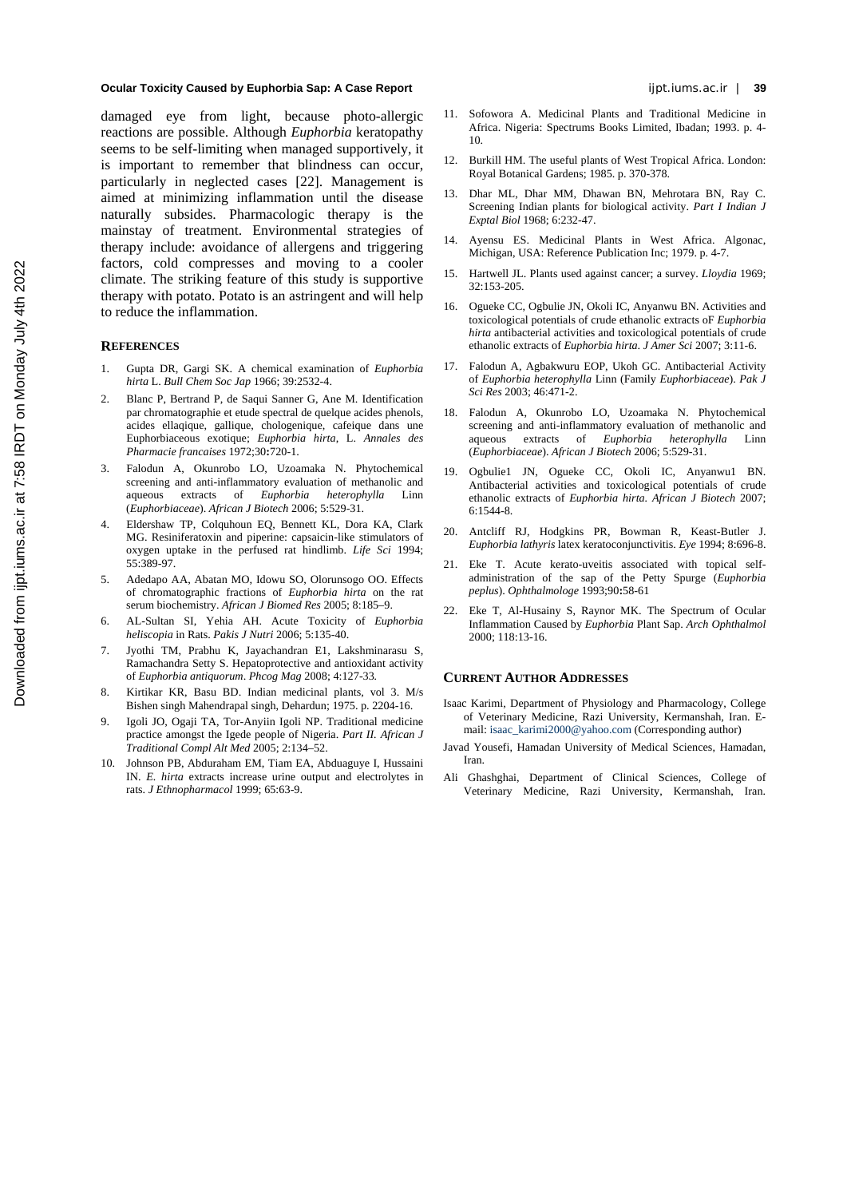damaged eye from light, because photo-allergic reactions are possible. Although *Euphorbia* keratopathy seems to be self-limiting when managed supportively, it is important to remember that blindness can occur, particularly in neglected cases [22]. Management is aimed at minimizing inflammation until the disease naturally subsides. Pharmacologic therapy is the mainstay of treatment. Environmental strategies of therapy include: avoidance of allergens and triggering factors, cold compresses and moving to a cooler climate. The striking feature of this study is supportive therapy with potato. Potato is an astringent and will help to reduce the inflammation.

## References

1. Gupta DR, Gargi SK. A chemical examination of *Euphorbia hirta* L. *Bull Chem Soc Jap* 1966; 39:2532-4.
2. Blanc P, Bertrand P, de Saqui Sanner G, Ane M. Identification par chromatographie et etude spectral de quelque acides phenols, acides ellaqique, gallique, chologenique, cafeique dans une Euphorbiaceous exotique; *Euphorbia hirta*, L. *Annales des Pharmacie francaises* 1972;30**:**720-1.
3. Falodun A, Okunrobo LO, Uzoamaka N. Phytochemical screening and anti-inflammatory evaluation of methanolic and aqueous extracts of *Euphorbia heterophylla* Linn (*Euphorbiaceae*). *African J Biotech* 2006; 5:529-31.
4. Eldershaw TP, Colquhoun EQ, Bennett KL, Dora KA, Clark MG. Resiniferatoxin and piperine: capsaicin-like stimulators of oxygen uptake in the perfused rat hindlimb. *Life Sci* 1994; 55:389-97.
5. Adedapo AA, Abatan MO, Idowu SO, Olorunsogo OO. Effects of chromatographic fractions of *Euphorbia hirta* on the rat serum biochemistry. *African J Biomed Res* 2005; 8:185–9.
6. AL-Sultan SI, Yehia AH. Acute Toxicity of *Euphorbia heliscopia* in Rats. *Pakis J Nutri* 2006; 5:135-40.
7. Jyothi TM, Prabhu K, Jayachandran E1, Lakshminarasu S, Ramachandra Setty S. Hepatoprotective and antioxidant activity of *Euphorbia antiquorum*. *Phcog Mag* 2008; 4:127-33.
8. Kirtikar KR, Basu BD. Indian medicinal plants, vol 3. M/s Bishen singh Mahendrapal singh, Dehardun; 1975. p. 2204-16.
9. Igoli JO, Ogaji TA, Tor-Anyiin Igoli NP. Traditional medicine practice amongst the Igede people of Nigeria. *Part II. African J Traditional Compl Alt Med* 2005; 2:134–52.
10. Johnson PB, Abduraham EM, Tiam EA, Abduaguye I, Hussaini IN. *E. hirta* extracts increase urine output and electrolytes in rats. *J Ethnopharmacol* 1999; 65:63-9.
11. Sofowora A. Medicinal Plants and Traditional Medicine in Africa. Nigeria: Spectrums Books Limited, Ibadan; 1993. p. 4-10.
12. Burkill HM. The useful plants of West Tropical Africa. London: Royal Botanical Gardens; 1985. p. 370-378.
13. Dhar ML, Dhar MM, Dhawan BN, Mehrotara BN, Ray C. Screening Indian plants for biological activity. *Part I Indian J Exptal Biol* 1968; 6:232-47.
14. Ayensu ES. Medicinal Plants in West Africa. Algonac, Michigan, USA: Reference Publication Inc; 1979. p. 4-7.
15. Hartwell JL. Plants used against cancer; a survey. *Lloydia* 1969; 32:153-205.
16. Ogueke CC, Ogbulie JN, Okoli IC, Anyanwu BN. Activities and toxicological potentials of crude ethanolic extracts oF *Euphorbia hirta* antibacterial activities and toxicological potentials of crude ethanolic extracts of *Euphorbia hirta*. *J Amer Sci* 2007; 3:11-6.
17. Falodun A, Agbakwuru EOP, Ukoh GC. Antibacterial Activity of *Euphorbia heterophylla* Linn (Family *Euphorbiaceae*). *Pak J Sci Res* 2003; 46:471-2.
18. Falodun A, Okunrobo LO, Uzoamaka N. Phytochemical screening and anti-inflammatory evaluation of methanolic and aqueous extracts of *Euphorbia heterophylla* Linn (*Euphorbiaceae*). *African J Biotech* 2006; 5:529-31.
19. Ogbulie1 JN, Ogueke CC, Okoli IC, Anyanwu1 BN. Antibacterial activities and toxicological potentials of crude ethanolic extracts of *Euphorbia hirta*. *African J Biotech* 2007; 6:1544-8.
20. Antcliff RJ, Hodgkins PR, Bowman R, Keast-Butler J. *Euphorbia lathyris* latex keratoconjunctivitis. *Eye* 1994; 8:696-8.
21. Eke T. Acute kerato-uveitis associated with topical self-administration of the sap of the Petty Spurge (*Euphorbia peplus*). *Ophthalmologe* 1993;90**:**58-61
22. Eke T, Al-Husainy S, Raynor MK. The Spectrum of Ocular Inflammation Caused by *Euphorbia* Plant Sap. *Arch Ophthalmol* 2000; 118:13-16.

## Current Author Addresses

Isaac Karimi, Department of Physiology and Pharmacology, College of Veterinary Medicine, Razi University, Kermanshah, Iran. E-mail: isaac_karimi2000@yahoo.com (Corresponding author)

Javad Yousefi, Hamadan University of Medical Sciences, Hamadan, Iran.

Ali Ghashghai, Department of Clinical Sciences, College of Veterinary Medicine, Razi University, Kermanshah, Iran.